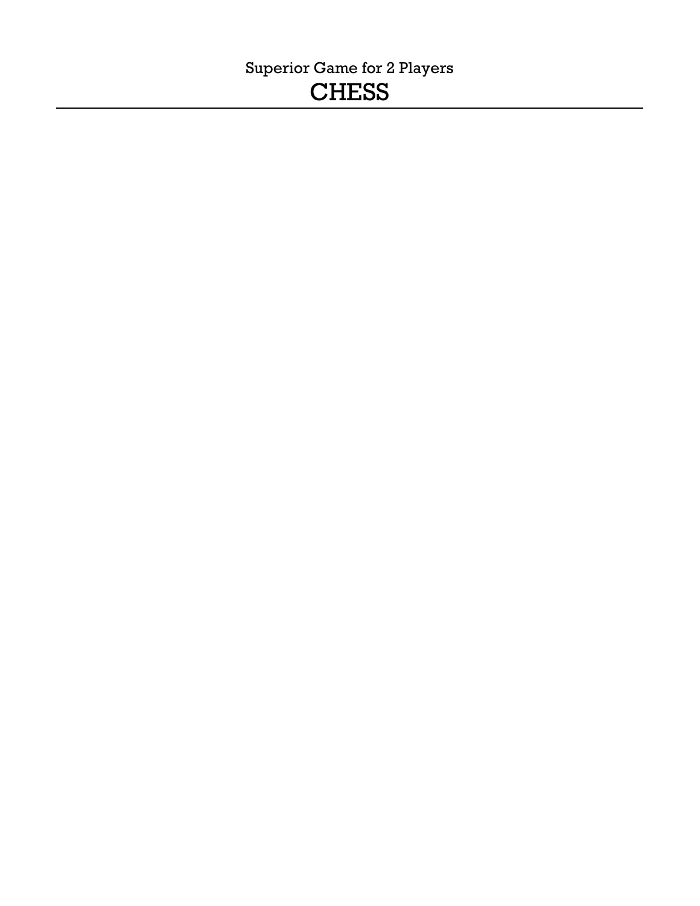Superior Game for 2 Players

# CHESS

---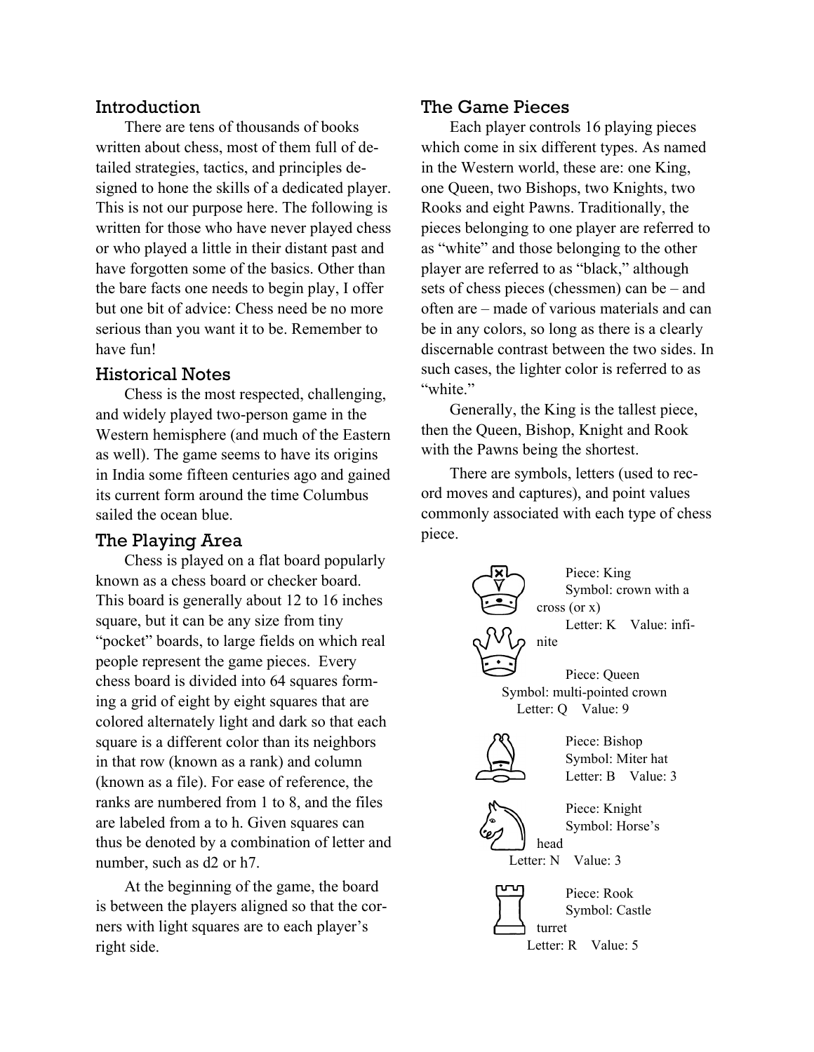## Introduction

There are tens of thousands of books written about chess, most of them full of detailed strategies, tactics, and principles designed to hone the skills of a dedicated player. This is not our purpose here. The following is written for those who have never played chess or who played a little in their distant past and have forgotten some of the basics. Other than the bare facts one needs to begin play, I offer but one bit of advice: Chess need be no more serious than you want it to be. Remember to have fun!

## Historical Notes

Chess is the most respected, challenging, and widely played two-person game in the Western hemisphere (and much of the Eastern as well). The game seems to have its origins in India some fifteen centuries ago and gained its current form around the time Columbus sailed the ocean blue.

## The Playing Area

Chess is played on a flat board popularly known as a chess board or checker board. This board is generally about 12 to 16 inches square, but it can be any size from tiny "pocket" boards, to large fields on which real people represent the game pieces. Every chess board is divided into 64 squares forming a grid of eight by eight squares that are colored alternately light and dark so that each square is a different color than its neighbors in that row (known as a rank) and column (known as a file). For ease of reference, the ranks are numbered from 1 to 8, and the files are labeled from a to h. Given squares can thus be denoted by a combination of letter and number, such as d2 or h7.

At the beginning of the game, the board is between the players aligned so that the corners with light squares are to each player's right side.

## The Game Pieces

Each player controls 16 playing pieces which come in six different types. As named in the Western world, these are: one King, one Queen, two Bishops, two Knights, two Rooks and eight Pawns. Traditionally, the pieces belonging to one player are referred to as "white" and those belonging to the other player are referred to as "black," although sets of chess pieces (chessmen) can be – and often are – made of various materials and can be in any colors, so long as there is a clearly discernable contrast between the two sides. In such cases, the lighter color is referred to as "white."

Generally, the King is the tallest piece, then the Queen, Bishop, Knight and Rook with the Pawns being the shortest.

There are symbols, letters (used to record moves and captures), and point values commonly associated with each type of chess piece.

Piece: King
Symbol: crown with a cross (or x)
Letter: K  Value: infinite

Piece: Queen
Symbol: multi-pointed crown
Letter: Q  Value: 9

Piece: Bishop
Symbol: Miter hat
Letter: B  Value: 3

Piece: Knight
Symbol: Horse's head
Letter: N  Value: 3

Piece: Rook
Symbol: Castle turret
Letter: R  Value: 5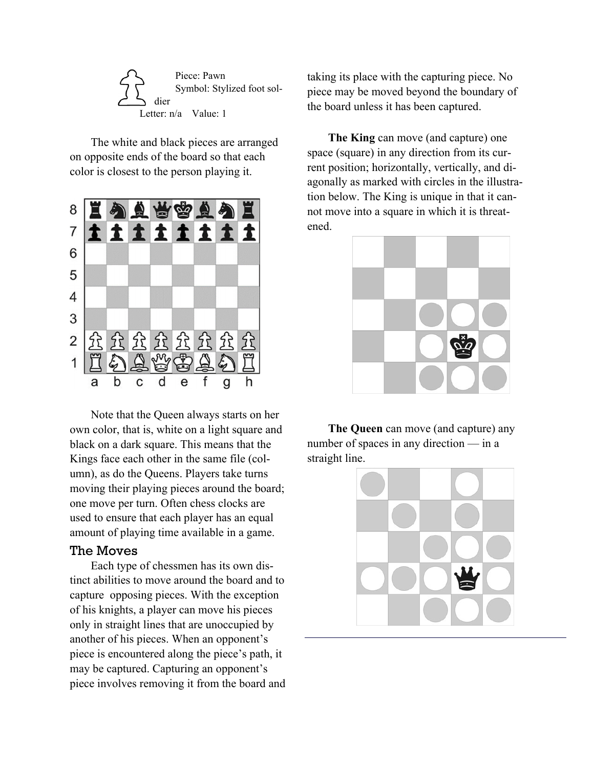Piece: Pawn
Symbol: Stylized foot soldier
Letter: n/a Value: 1

The white and black pieces are arranged on opposite ends of the board so that each color is closest to the person playing it.

Note that the Queen always starts on her own color, that is, white on a light square and black on a dark square. This means that the Kings face each other in the same file (column), as do the Queens. Players take turns moving their playing pieces around the board; one move per turn. Often chess clocks are used to ensure that each player has an equal amount of playing time available in a game.

## The Moves

Each type of chessmen has its own distinct abilities to move around the board and to capture opposing pieces. With the exception of his knights, a player can move his pieces only in straight lines that are unoccupied by another of his pieces. When an opponent's piece is encountered along the piece's path, it may be captured. Capturing an opponent's piece involves removing it from the board and taking its place with the capturing piece. No piece may be moved beyond the boundary of the board unless it has been captured.

**The King** can move (and capture) one space (square) in any direction from its current position; horizontally, vertically, and diagonally as marked with circles in the illustration below. The King is unique in that it cannot move into a square in which it is threatened.

**The Queen** can move (and capture) any number of spaces in any direction — in a straight line.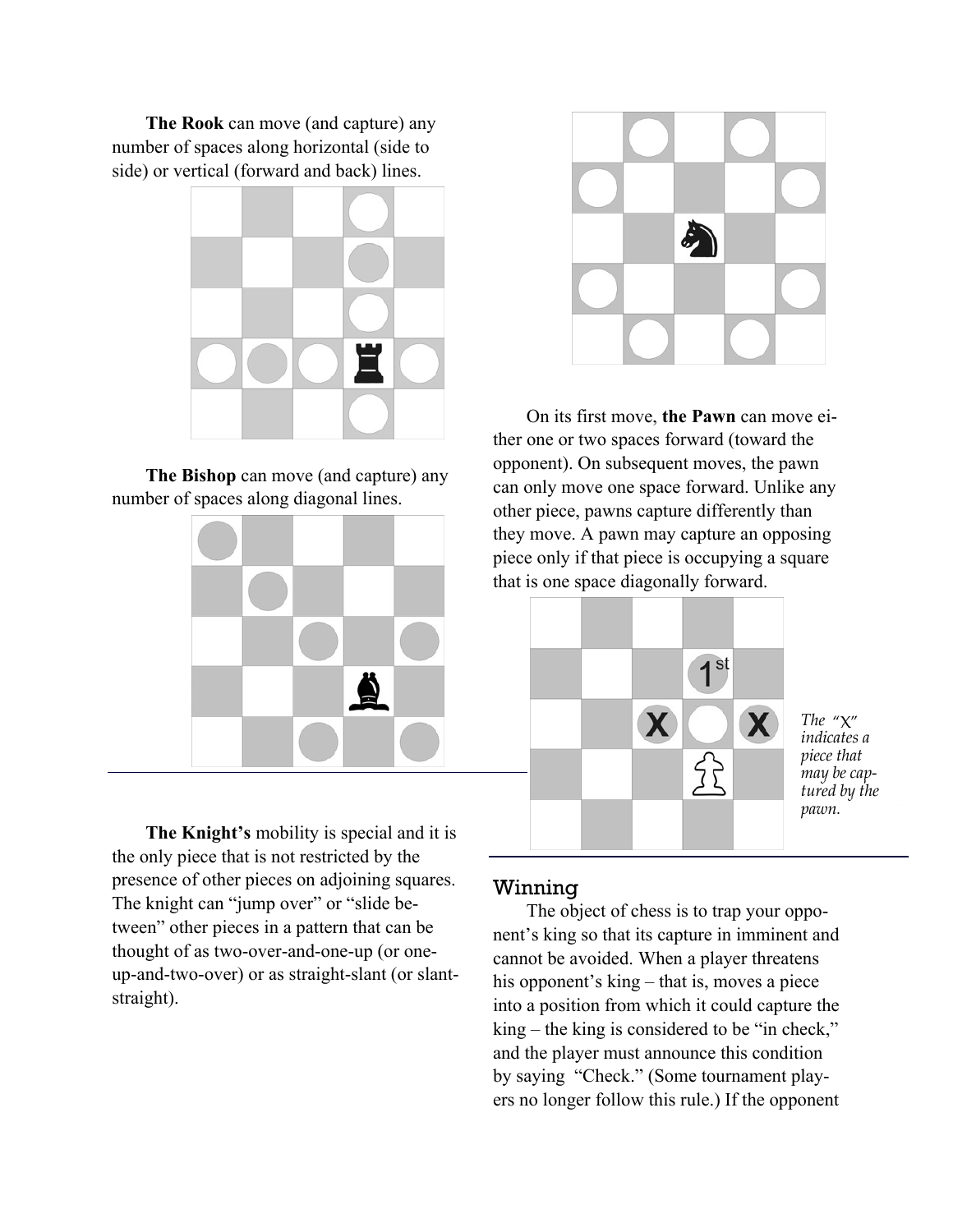**The Rook** can move (and capture) any number of spaces along horizontal (side to side) or vertical (forward and back) lines.

**The Bishop** can move (and capture) any number of spaces along diagonal lines.

**The Knight's** mobility is special and it is the only piece that is not restricted by the presence of other pieces on adjoining squares. The knight can "jump over" or "slide between" other pieces in a pattern that can be thought of as two-over-and-one-up (or one-up-and-two-over) or as straight-slant (or slant-straight).

On its first move, **the Pawn** can move either one or two spaces forward (toward the opponent). On subsequent moves, the pawn can only move one space forward. Unlike any other piece, pawns capture differently than they move. A pawn may capture an opposing piece only if that piece is occupying a square that is one space diagonally forward.

1st

X X

*The "X" indicates a piece that may be captured by the pawn.*

## Winning

The object of chess is to trap your opponent's king so that its capture in imminent and cannot be avoided. When a player threatens his opponent's king – that is, moves a piece into a position from which it could capture the king – the king is considered to be "in check," and the player must announce this condition by saying "Check." (Some tournament players no longer follow this rule.) If the opponent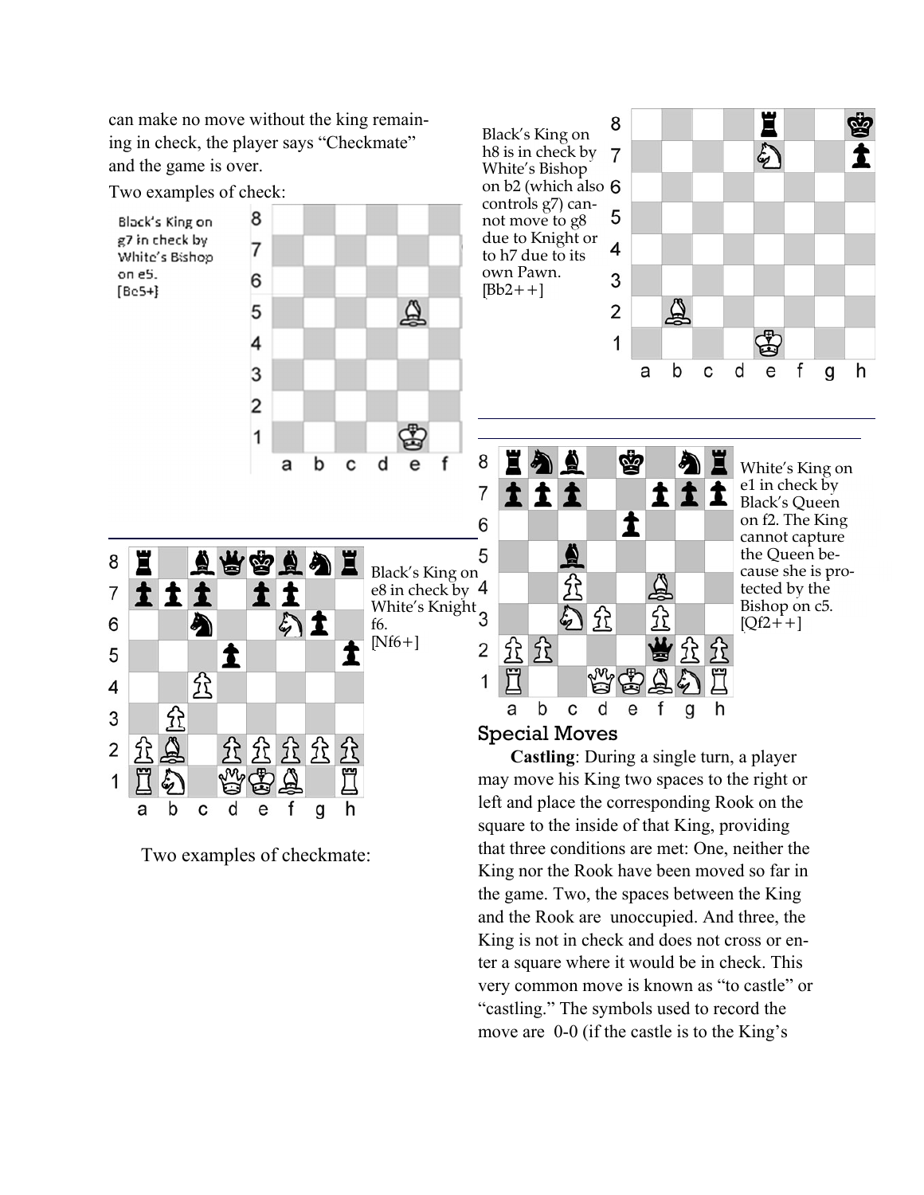can make no move without the king remaining in check, the player says "Checkmate" and the game is over.

Two examples of check:

Black's King on g7 in check by White's Bishop on e5. [Be5+]

Black's King on e8 in check by White's Knight f6. [Nf6+]

Two examples of checkmate:

Black's King on h8 is in check by White's Bishop on b2 (which also controls g7) cannot move to g8 due to Knight or to h7 due to its own Pawn. [Bb2++]

White's King on e1 in check by Black's Queen on f2. The King cannot capture the Queen because she is protected by the Bishop on c5. [Qf2++]

## Special Moves

**Castling**: During a single turn, a player may move his King two spaces to the right or left and place the corresponding Rook on the square to the inside of that King, providing that three conditions are met: One, neither the King nor the Rook have been moved so far in the game. Two, the spaces between the King and the Rook are unoccupied. And three, the King is not in check and does not cross or enter a square where it would be in check. This very common move is known as "to castle" or "castling." The symbols used to record the move are 0-0 (if the castle is to the King's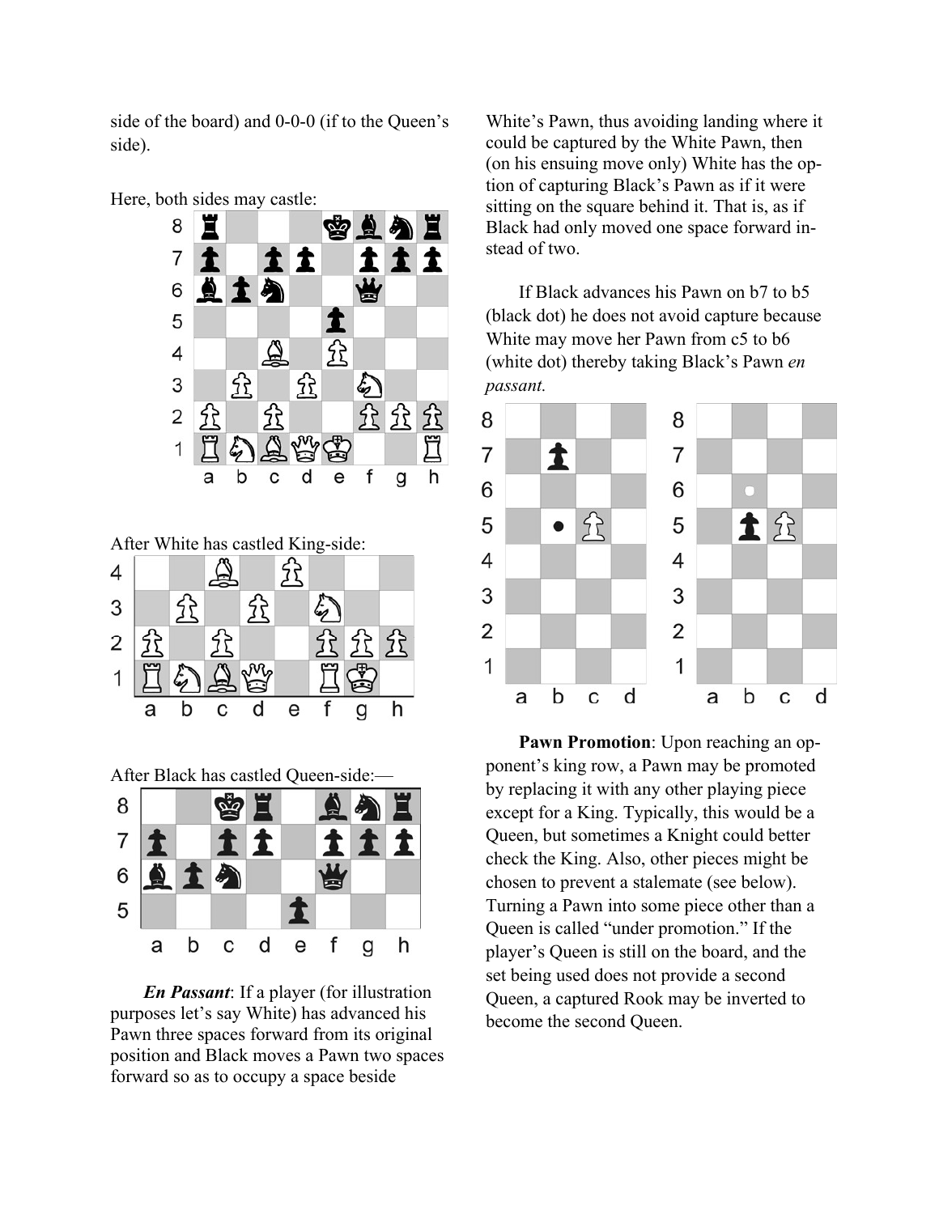side of the board) and 0-0-0 (if to the Queen's side).

Here, both sides may castle:

After White has castled King-side:

After Black has castled Queen-side:—

***En Passant***: If a player (for illustration purposes let's say White) has advanced his Pawn three spaces forward from its original position and Black moves a Pawn two spaces forward so as to occupy a space beside White's Pawn, thus avoiding landing where it could be captured by the White Pawn, then (on his ensuing move only) White has the option of capturing Black's Pawn as if it were sitting on the square behind it. That is, as if Black had only moved one space forward instead of two.

If Black advances his Pawn on b7 to b5 (black dot) he does not avoid capture because White may move her Pawn from c5 to b6 (white dot) thereby taking Black's Pawn *en passant.*

**Pawn Promotion**: Upon reaching an opponent's king row, a Pawn may be promoted by replacing it with any other playing piece except for a King. Typically, this would be a Queen, but sometimes a Knight could better check the King. Also, other pieces might be chosen to prevent a stalemate (see below). Turning a Pawn into some piece other than a Queen is called "under promotion." If the player's Queen is still on the board, and the set being used does not provide a second Queen, a captured Rook may be inverted to become the second Queen.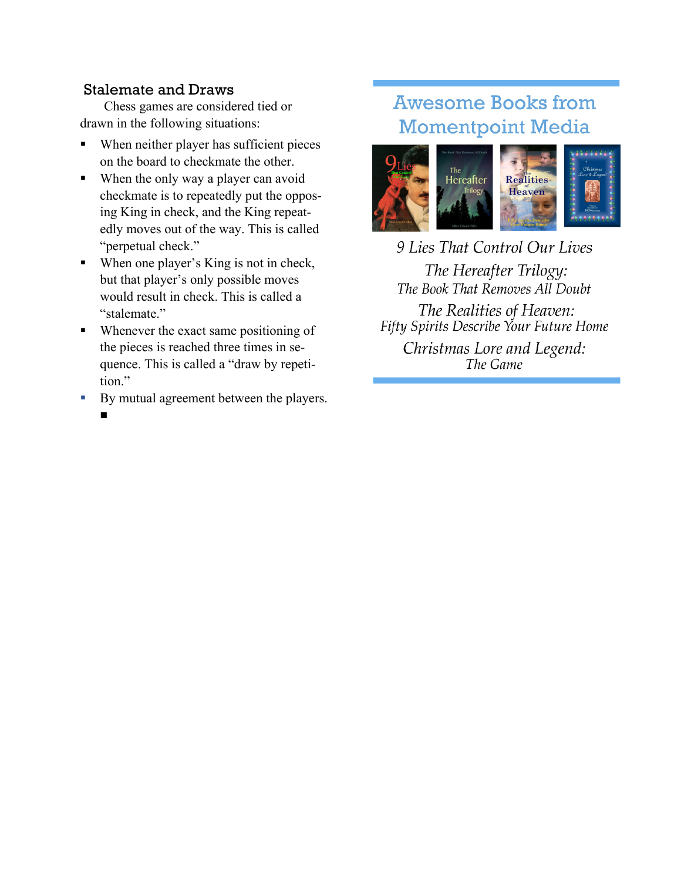## Stalemate and Draws

Chess games are considered tied or drawn in the following situations:

- When neither player has sufficient pieces on the board to checkmate the other.
- When the only way a player can avoid checkmate is to repeatedly put the opposing King in check, and the King repeatedly moves out of the way. This is called "perpetual check."
- When one player's King is not in check, but that player's only possible moves would result in check. This is called a "stalemate."
- Whenever the exact same positioning of the pieces is reached three times in sequence. This is called a "draw by repetition."
- By mutual agreement between the players.

■

## Awesome Books from Momentpoint Media

*9 Lies That Control Our Lives*

*The Hereafter Trilogy:*
*The Book That Removes All Doubt*

*The Realities of Heaven:*
*Fifty Spirits Describe Your Future Home*

*Christmas Lore and Legend:*
*The Game*